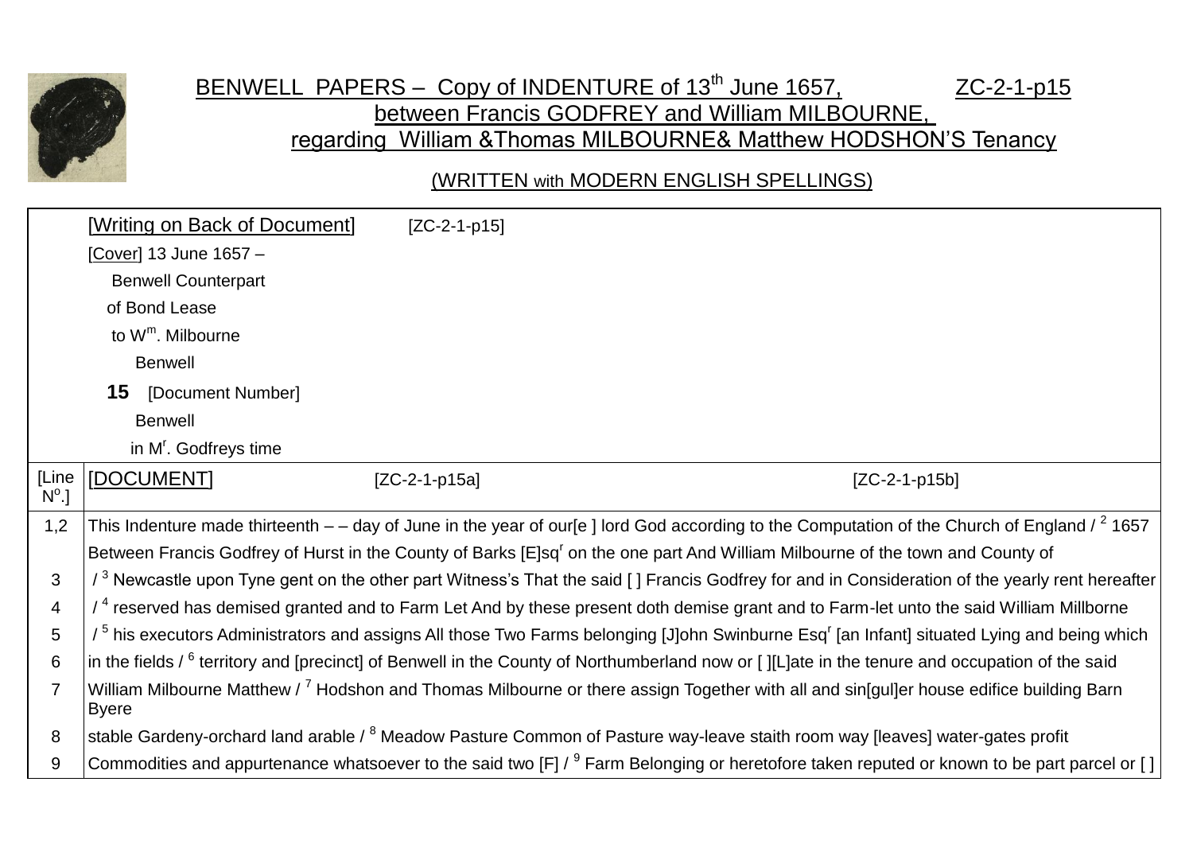# BENWELL PAPERS – Copy of INDENTURE of 13th June 1657, ZC-2-1-p15

## between Francis GODFREY and William MILBOURNE, regarding William &Thomas MILBOURNE& Matthew HODSHON'S Tenancy

(WRITTEN with MODERN ENGLISH SPELLINGS)

| | | | |
|---|---|---|---|
| | [Writing on Back of Document] | [ZC-2-1-p15] | |
| | [Cover] 13 June 1657 – | | |
| | Benwell Counterpart | | |
| | of Bond Lease | | |
| | to W^m. Milbourne | | |
| | Benwell | | |
| | **15** [Document Number] | | |
| | Benwell | | |
| | in M^r. Godfreys time | | |
| [Line N^o.] | [DOCUMENT] | [ZC-2-1-p15a] | [ZC-2-1-p15b] |
| 1,2 | This Indenture made thirteenth – – day of June in the year of our[e ] lord God according to the Computation of the Church of England / [2] 1657 Between Francis Godfrey of Hurst in the County of Barks [E]sq^r on the one part And William Milbourne of the town and County of | | |
| 3 | / [3] Newcastle upon Tyne gent on the other part Witness's That the said [ ] Francis Godfrey for and in Consideration of the yearly rent hereafter | | |
| 4 | / [4] reserved has demised granted and to Farm Let And by these present doth demise grant and to Farm-let unto the said William Millborne | | |
| 5 | / [5] his executors Administrators and assigns All those Two Farms belonging [J]ohn Swinburne Esq^r [an Infant] situated Lying and being which | | |
| 6 | in the fields / [6] territory and [precinct] of Benwell in the County of Northumberland now or [ ][L]ate in the tenure and occupation of the said | | |
| 7 | William Milbourne Matthew / [7] Hodshon and Thomas Milbourne or there assign Together with all and sin[gul]er house edifice building Barn Byere | | |
| 8 | stable Gardeny-orchard land arable / [8] Meadow Pasture Common of Pasture way-leave staith room way [leaves] water-gates profit | | |
| 9 | Commodities and appurtenance whatsoever to the said two [F] / [9] Farm Belonging or heretofore taken reputed or known to be part parcel or [ ] | | |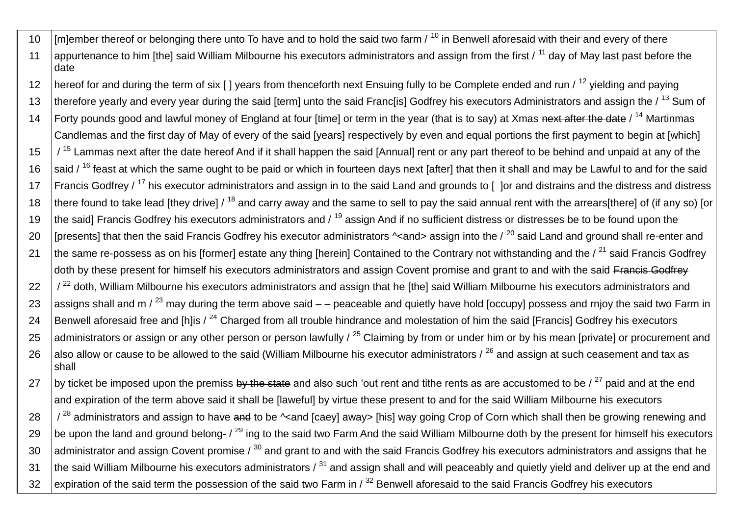| 10 | [m]ember thereof or belonging there unto To have and to hold the said two farm / [10] in Benwell aforesaid with their and every of there |
|---|---|
| 11 | appurtenance to him [the] said William Milbourne his executors administrators and assign from the first / [11] day of May last past before the date |
| 12 | hereof for and during the term of six [ ] years from thenceforth next Ensuing fully to be Complete ended and run / [12] yielding and paying |
| 13 | therefore yearly and every year during the said [term] unto the said Franc[is] Godfrey his executors Administrators and assign the / [13] Sum of |
| 14 | Forty pounds good and lawful money of England at four [time] or term in the year (that is to say) at Xmas ~~next after the date~~ / [14] Martinmas |
| | Candlemas and the first day of May of every of the said [years] respectively by even and equal portions the first payment to begin at [which] |
| 15 | / [15] Lammas next after the date hereof And if it shall happen the said [Annual] rent or any part thereof to be behind and unpaid at any of the |
| 16 | said / [16] feast at which the same ought to be paid or which in fourteen days next [after] that then it shall and may be Lawful to and for the said |
| 17 | Francis Godfrey / [17] his executor administrators and assign in to the said Land and grounds to [ ]or and distrains and the distress and distress |
| 18 | there found to take lead [they drive] / [18] and carry away and the same to sell to pay the said annual rent with the arrears[there] of (if any so) [or |
| 19 | the said] Francis Godfrey his executors administrators and / [19] assign And if no sufficient distress or distresses be to be found upon the |
| 20 | [presents] that then the said Francis Godfrey his executor administrators ^<and> assign into the / [20] said Land and ground shall re-enter and |
| 21 | the same re-possess as on his [former] estate any thing [herein] Contained to the Contrary not withstanding and the / [21] said Francis Godfrey |
| | doth by these present for himself his executors administrators and assign Covent promise and grant to and with the said ~~Francis Godfrey~~ |
| 22 | / [22] ~~doth~~, William Milbourne his executors administrators and assign that he [the] said William Milbourne his executors administrators and |
| 23 | assigns shall and m / [23] may during the term above said – – peaceable and quietly have hold [occupy] possess and rnjoy the said two Farm in |
| 24 | Benwell aforesaid free and [h]is / [24] Charged from all trouble hindrance and molestation of him the said [Francis] Godfrey his executors |
| 25 | administrators or assign or any other person or person lawfully / [25] Claiming by from or under him or by his mean [private] or procurement and |
| 26 | also allow or cause to be allowed to the said (William Milbourne his executor administrators / [26] and assign at such ceasement and tax as shall |
| 27 | by ticket be imposed upon the premiss ~~by the state~~ and also such 'out rent and tithe rents as are accustomed to be / [27] paid and at the end |
| | and expiration of the term above said it shall be [laweful] by virtue these present to and for the said William Milbourne his executors |
| 28 | / [28] administrators and assign to have ~~and~~ to be ^<and [caey] away> [his] way going Crop of Corn which shall then be growing renewing and |
| 29 | be upon the land and ground belong- / [29] ing to the said two Farm And the said William Milbourne doth by the present for himself his executors |
| 30 | administrator and assign Covent promise / [30] and grant to and with the said Francis Godfrey his executors administrators and assigns that he |
| 31 | the said William Milbourne his executors administrators / [31] and assign shall and will peaceably and quietly yield and deliver up at the end and |
| 32 | expiration of the said term the possession of the said two Farm in / [32] Benwell aforesaid to the said Francis Godfrey his executors |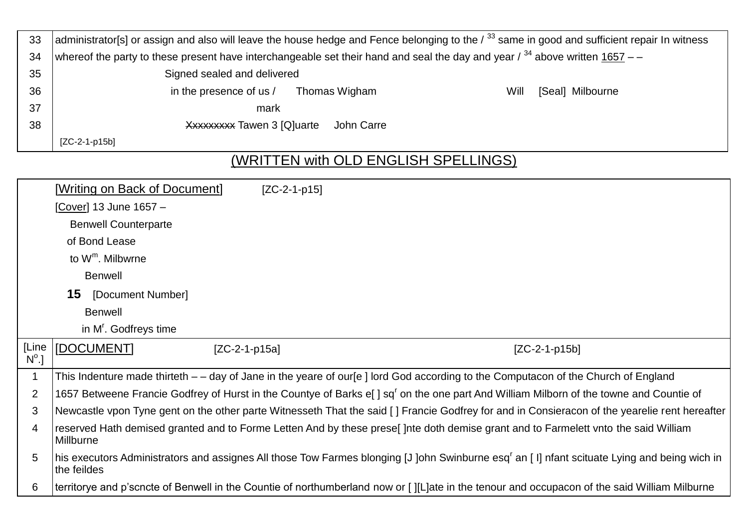| | |
|---|---|
| 33 | administrator[s] or assign and also will leave the house hedge and Fence belonging to the / [33] same in good and sufficient repair In witness |
| 34 | whereof the party to these present have interchangeable set their hand and seal the day and year / [34] above written 1657 – – |
| 35 | Signed sealed and delivered |
| 36 | in the presence of us / Thomas Wigham Will [Seal] Milbourne |
| 37 | mark |
| 38 | ~~Xxxxxxxxx~~ Tawen 3 [Q]uarte John Carre |
| | [ZC-2-1-p15b] |

(WRITTEN with OLD ENGLISH SPELLINGS)

| | |
|---|---|
| | [Writing on Back of Document] [ZC-2-1-p15] |
| | [Cover] 13 June 1657 – |
| | Benwell Counterparte |
| | of Bond Lease |
| | to W$^{m}$. Milbwrne |
| | Benwell |
| | **15** [Document Number] |
| | Benwell |
| | in M$^{r}$. Godfreys time |
| [Line N$^{o}$.] | [DOCUMENT] [ZC-2-1-p15a] [ZC-2-1-p15b] |
| 1 | This Indenture made thirteth – – day of Jane in the yeare of our[e ] lord God according to the Computacon of the Church of England |
| 2 | 1657 Betweene Francie Godfrey of Hurst in the Countye of Barks e[ ] sq$^{r}$ on the one part And William Milborn of the towne and Countie of |
| 3 | Newcastle vpon Tyne gent on the other parte Witnesseth That the said [ ] Francie Godfrey for and in Consieracon of the yearelie rent hereafter |
| 4 | reserved Hath demised granted and to Forme Letten And by these prese[ ]nte doth demise grant and to Farmelett vnto the said William Millburne |
| 5 | his executors Administrators and assignes All those Tow Farmes blonging [J ]ohn Swinburne esq$^{r}$ an [ I] nfant scituate Lying and being wich in the feildes |
| 6 | territorye and p'scncte of Benwell in the Countie of northumberland now or [ ][L]ate in the tenour and occupacon of the said William Milburne |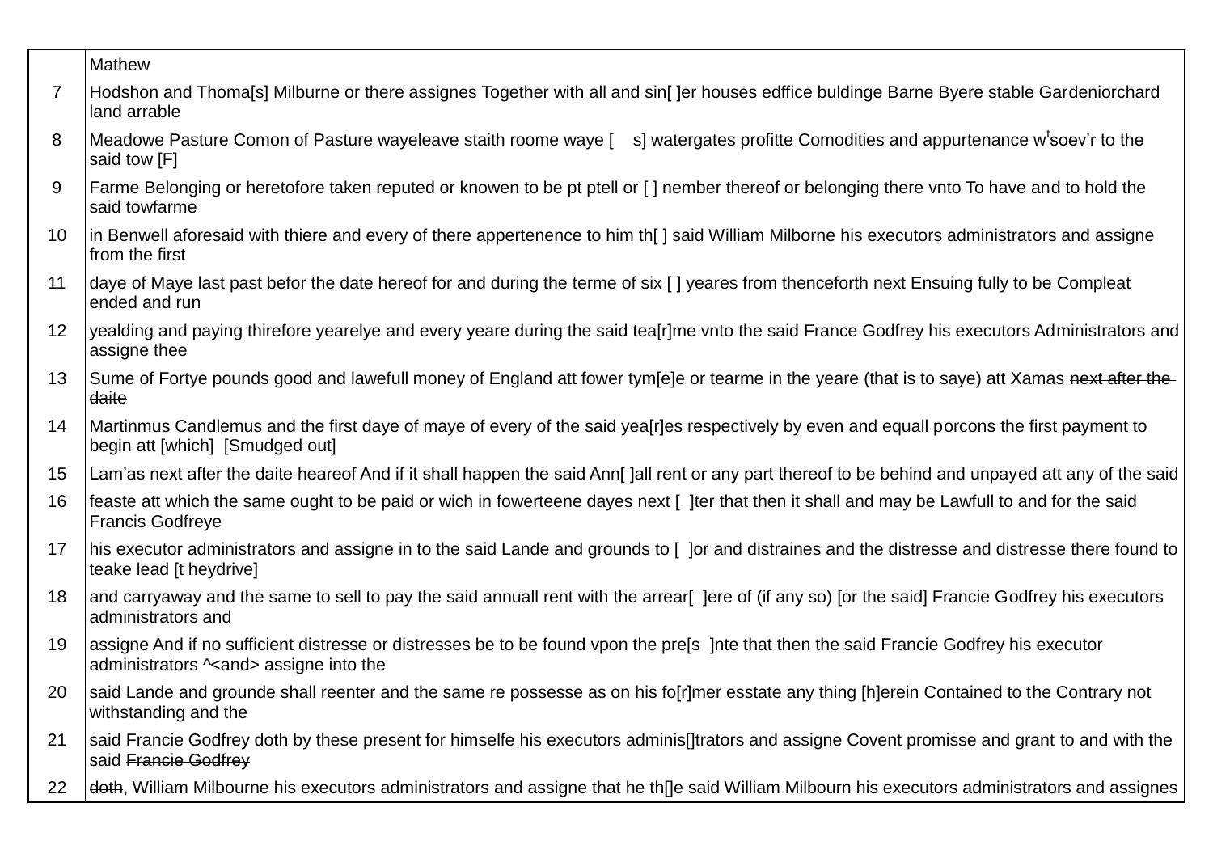| | |
|---|---|
| | Mathew |
| 7 | Hodshon and Thoma[s] Milburne or there assignes Together with all and sin[ ]er houses edffice buldinge Barne Byere stable Gardeniorchard land arrable |
| 8 | Meadowe Pasture Comon of Pasture wayeleave staith roome waye [ s] watergates profitte Comodities and appurtenance w[t]soev'r to the said tow [F] |
| 9 | Farme Belonging or heretofore taken reputed or knowen to be pt ptell or [ ] nember thereof or belonging there vnto To have and to hold the said towfarme |
| 10 | in Benwell aforesaid with thiere and every of there appertenence to him th[ ] said William Milborne his executors administrators and assigne from the first |
| 11 | daye of Maye last past befor the date hereof for and during the terme of six [ ] yeares from thenceforth next Ensuing fully to be Compleat ended and run |
| 12 | yealding and paying thirefore yearelye and every yeare during the said tea[r]me vnto the said France Godfrey his executors Administrators and assigne thee |
| 13 | Sume of Fortye pounds good and lawefull money of England att fower tym[e]e or tearme in the yeare (that is to saye) att Xamas ~~next after the daite~~ |
| 14 | Martinmus Candlemus and the first daye of maye of every of the said yea[r]es respectively by even and equall porcons the first payment to begin att [which] [Smudged out] |
| 15 | Lam'as next after the daite heareof And if it shall happen the said Ann[ ]all rent or any part thereof to be behind and unpayed att any of the said |
| 16 | feaste att which the same ought to be paid or wich in fowerteene dayes next [ ]ter that then it shall and may be Lawfull to and for the said Francis Godfreye |
| 17 | his executor administrators and assigne in to the said Lande and grounds to [ ]or and distraines and the distresse and distresse there found to teake lead [t heydrive] |
| 18 | and carryaway and the same to sell to pay the said annuall rent with the arrear[ ]ere of (if any so) [or the said] Francie Godfrey his executors administrators and |
| 19 | assigne And if no sufficient distresse or distresses be to be found vpon the pre[s ]nte that then the said Francie Godfrey his executor administrators ^<and> assigne into the |
| 20 | said Lande and grounde shall reenter and the same re possesse as on his fo[r]mer esstate any thing [h]erein Contained to the Contrary not withstanding and the |
| 21 | said Francie Godfrey doth by these present for himselfe his executors adminis[]trators and assigne Covent promisse and grant to and with the said ~~Francie Godfrey~~ |
| 22 | ~~doth~~, William Milbourne his executors administrators and assigne that he th[]e said William Milbourn his executors administrators and assignes |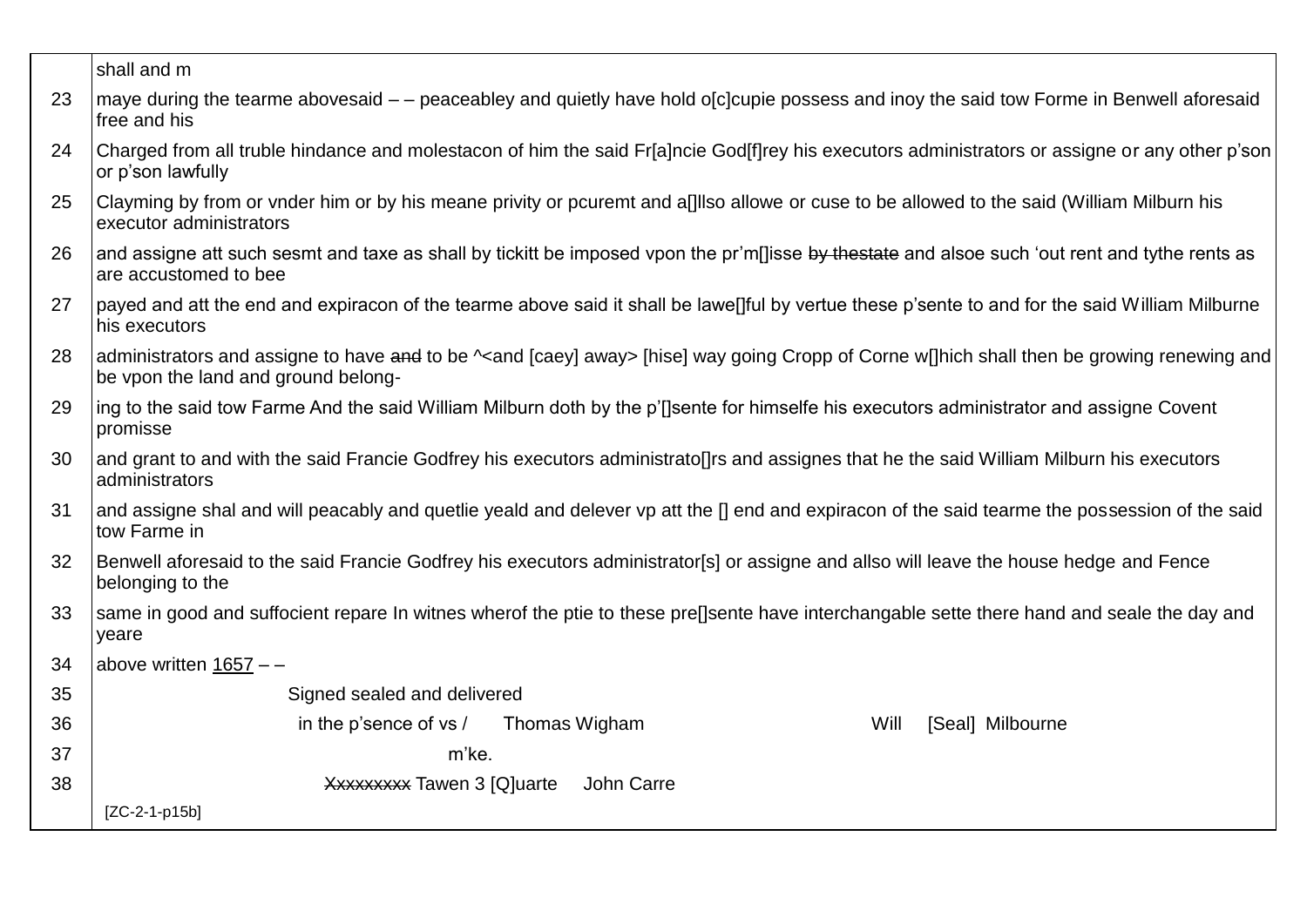| | |
|---|---|
| | shall and m |
| 23 | maye during the tearme abovesaid – – peaceabley and quietly have hold o[c]cupie possess and inoy the said tow Forme in Benwell aforesaid free and his |
| 24 | Charged from all truble hindance and molestacon of him the said Fr[a]ncie God[f]rey his executors administrators or assigne or any other p'son or p'son lawfully |
| 25 | Clayming by from or vnder him or by his meane privity or pcuremt and a[]llso allowe or cuse to be allowed to the said (William Milburn his executor administrators |
| 26 | and assigne att such sesmt and taxe as shall by tickitt be imposed vpon the pr'm[]isse ~~by thestate~~ and alsoe such 'out rent and tythe rents as are accustomed to bee |
| 27 | payed and att the end and expiracon of the tearme above said it shall be lawe[]ful by vertue these p'sente to and for the said William Milburne his executors |
| 28 | administrators and assigne to have ~~and~~ to be ^<and [caey] away> [hise] way going Cropp of Corne w[]hich shall then be growing renewing and be vpon the land and ground belong- |
| 29 | ing to the said tow Farme And the said William Milburn doth by the p'[]sente for himselfe his executors administrator and assigne Covent promisse |
| 30 | and grant to and with the said Francie Godfrey his executors administrato[]rs and assignes that he the said William Milburn his executors administrators |
| 31 | and assigne shal and will peacably and quetlie yeald and delever vp att the [] end and expiracon of the said tearme the possession of the said tow Farme in |
| 32 | Benwell aforesaid to the said Francie Godfrey his executors administrator[s] or assigne and allso will leave the house hedge and Fence belonging to the |
| 33 | same in good and suffocient repare In witnes wherof the ptie to these pre[]sente have interchangable sette there hand and seale the day and yeare |
| 34 | above written <u>1657</u> – – |
| 35 | Signed sealed and delivered |
| 36 | in the p'sence of vs / Thomas Wigham Will [Seal] Milbourne |
| 37 | m'ke. |
| 38 | ~~Xxxxxxxxx~~ Tawen 3 [Q]uarte John Carre |
| | [ZC-2-1-p15b] |